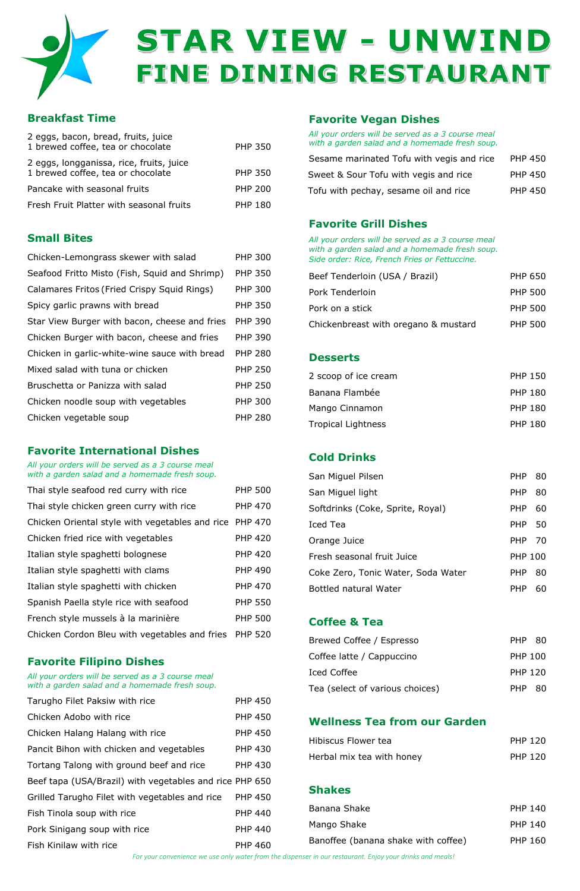# STAR VIEW - UNWIND
# FINE DINING RESTAURANT

## Breakfast Time

| | |
|---|---|
| 2 eggs, bacon, bread, fruits, juice<br>1 brewed coffee, tea or chocolate | PHP 350 |
| 2 eggs, longganissa, rice, fruits, juice<br>1 brewed coffee, tea or chocolate | PHP 350 |
| Pancake with seasonal fruits | PHP 200 |
| Fresh Fruit Platter with seasonal fruits | PHP 180 |

## Small Bites

| | |
|---|---|
| Chicken-Lemongrass skewer with salad | PHP 300 |
| Seafood Fritto Misto (Fish, Squid and Shrimp) | PHP 350 |
| Calamares Fritos (Fried Crispy Squid Rings) | PHP 300 |
| Spicy garlic prawns with bread | PHP 350 |
| Star View Burger with bacon, cheese and fries | PHP 390 |
| Chicken Burger with bacon, cheese and fries | PHP 390 |
| Chicken in garlic-white-wine sauce with bread | PHP 280 |
| Mixed salad with tuna or chicken | PHP 250 |
| Bruschetta or Panizza with salad | PHP 250 |
| Chicken noodle soup with vegetables | PHP 300 |
| Chicken vegetable soup | PHP 280 |

## Favorite International Dishes

*All your orders will be served as a 3 course meal with a garden salad and a homemade fresh soup.*

| | |
|---|---|
| Thai style seafood red curry with rice | PHP 500 |
| Thai style chicken green curry with rice | PHP 470 |
| Chicken Oriental style with vegetables and rice | PHP 470 |
| Chicken fried rice with vegetables | PHP 420 |
| Italian style spaghetti bolognese | PHP 420 |
| Italian style spaghetti with clams | PHP 490 |
| Italian style spaghetti with chicken | PHP 470 |
| Spanish Paella style rice with seafood | PHP 550 |
| French style mussels à la marinière | PHP 500 |
| Chicken Cordon Bleu with vegetables and fries | PHP 520 |

## Favorite Filipino Dishes

*All your orders will be served as a 3 course meal with a garden salad and a homemade fresh soup.*

| | |
|---|---|
| Tarugho Filet Paksiw with rice | PHP 450 |
| Chicken Adobo with rice | PHP 450 |
| Chicken Halang Halang with rice | PHP 450 |
| Pancit Bihon with chicken and vegetables | PHP 430 |
| Tortang Talong with ground beef and rice | PHP 430 |
| Beef tapa (USA/Brazil) with vegetables and rice | PHP 650 |
| Grilled Tarugho Filet with vegetables and rice | PHP 450 |
| Fish Tinola soup with rice | PHP 440 |
| Pork Sinigang soup with rice | PHP 440 |
| Fish Kinilaw with rice | PHP 460 |

## Favorite Vegan Dishes

*All your orders will be served as a 3 course meal with a garden salad and a homemade fresh soup.*

| | |
|---|---|
| Sesame marinated Tofu with vegis and rice | PHP 450 |
| Sweet & Sour Tofu with vegis and rice | PHP 450 |
| Tofu with pechay, sesame oil and rice | PHP 450 |

## Favorite Grill Dishes

*All your orders will be served as a 3 course meal with a garden salad and a homemade fresh soup. Side order: Rice, French Fries or Fettuccine.*

| | |
|---|---|
| Beef Tenderloin (USA / Brazil) | PHP 650 |
| Pork Tenderloin | PHP 500 |
| Pork on a stick | PHP 500 |
| Chickenbreast with oregano & mustard | PHP 500 |

## Desserts

| | |
|---|---|
| 2 scoop of ice cream | PHP 150 |
| Banana Flambée | PHP 180 |
| Mango Cinnamon | PHP 180 |
| Tropical Lightness | PHP 180 |

## Cold Drinks

| | |
|---|---|
| San Miguel Pilsen | PHP 80 |
| San Miguel light | PHP 80 |
| Softdrinks (Coke, Sprite, Royal) | PHP 60 |
| Iced Tea | PHP 50 |
| Orange Juice | PHP 70 |
| Fresh seasonal fruit Juice | PHP 100 |
| Coke Zero, Tonic Water, Soda Water | PHP 80 |
| Bottled natural Water | PHP 60 |

## Coffee & Tea

| | |
|---|---|
| Brewed Coffee / Espresso | PHP 80 |
| Coffee latte / Cappuccino | PHP 100 |
| Iced Coffee | PHP 120 |
| Tea (select of various choices) | PHP 80 |

## Wellness Tea from our Garden

| | |
|---|---|
| Hibiscus Flower tea | PHP 120 |
| Herbal mix tea with honey | PHP 120 |

## Shakes

| | |
|---|---|
| Banana Shake | PHP 140 |
| Mango Shake | PHP 140 |
| Banoffee (banana shake with coffee) | PHP 160 |

*For your convenience we use only water from the dispenser in our restaurant. Enjoy your drinks and meals!*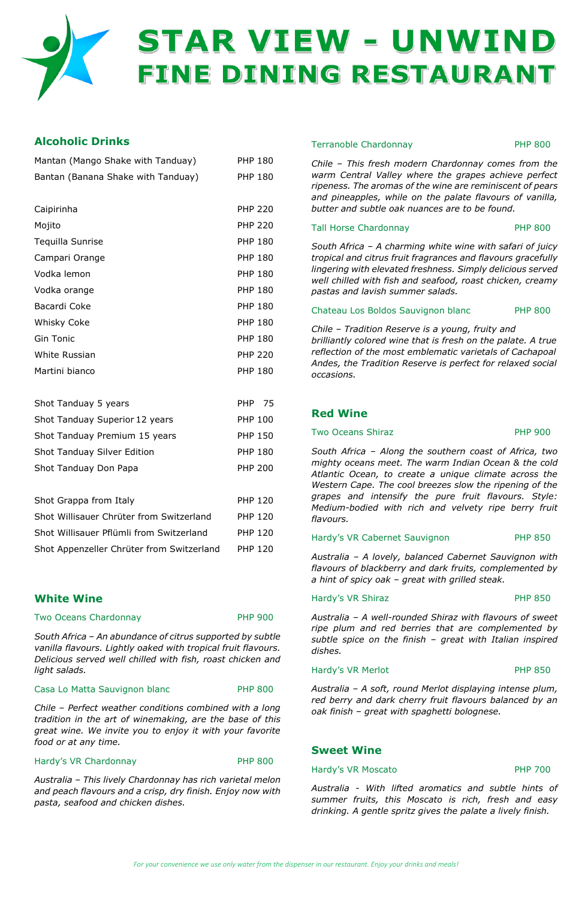# STAR VIEW - UNWIND
## FINE DINING RESTAURANT

### Alcoholic Drinks

| | |
|---|---|
| Mantan (Mango Shake with Tanduay) | PHP 180 |
| Bantan (Banana Shake with Tanduay) | PHP 180 |
| | |
| Caipirinha | PHP 220 |
| Mojito | PHP 220 |
| Tequilla Sunrise | PHP 180 |
| Campari Orange | PHP 180 |
| Vodka lemon | PHP 180 |
| Vodka orange | PHP 180 |
| Bacardi Coke | PHP 180 |
| Whisky Coke | PHP 180 |
| Gin Tonic | PHP 180 |
| White Russian | PHP 220 |
| Martini bianco | PHP 180 |
| | |
| Shot Tanduay 5 years | PHP 75 |
| Shot Tanduay Superior 12 years | PHP 100 |
| Shot Tanduay Premium 15 years | PHP 150 |
| Shot Tanduay Silver Edition | PHP 180 |
| Shot Tanduay Don Papa | PHP 200 |
| | |
| Shot Grappa from Italy | PHP 120 |
| Shot Willisauer Chrüter from Switzerland | PHP 120 |
| Shot Willisauer Pflümli from Switzerland | PHP 120 |
| Shot Appenzeller Chrüter from Switzerland | PHP 120 |

### White Wine

**Two Oceans Chardonnay** PHP 900

*South Africa – An abundance of citrus supported by subtle vanilla flavours. Lightly oaked with tropical fruit flavours. Delicious served well chilled with fish, roast chicken and light salads.*

**Casa Lo Matta Sauvignon blanc** PHP 800

*Chile – Perfect weather conditions combined with a long tradition in the art of winemaking, are the base of this great wine. We invite you to enjoy it with your favorite food or at any time.*

**Hardy's VR Chardonnay** PHP 800

*Australia – This lively Chardonnay has rich varietal melon and peach flavours and a crisp, dry finish. Enjoy now with pasta, seafood and chicken dishes.*

**Terranoble Chardonnay** PHP 800

*Chile – This fresh modern Chardonnay comes from the warm Central Valley where the grapes achieve perfect ripeness. The aromas of the wine are reminiscent of pears and pineapples, while on the palate flavours of vanilla, butter and subtle oak nuances are to be found.*

**Tall Horse Chardonnay** PHP 800

*South Africa – A charming white wine with safari of juicy tropical and citrus fruit fragrances and flavours gracefully lingering with elevated freshness. Simply delicious served well chilled with fish and seafood, roast chicken, creamy pastas and lavish summer salads.*

**Chateau Los Boldos Sauvignon blanc** PHP 800

*Chile – Tradition Reserve is a young, fruity and brilliantly colored wine that is fresh on the palate. A true reflection of the most emblematic varietals of Cachapoal Andes, the Tradition Reserve is perfect for relaxed social occasions.*

### Red Wine

**Two Oceans Shiraz** PHP 900

*South Africa – Along the southern coast of Africa, two mighty oceans meet. The warm Indian Ocean & the cold Atlantic Ocean, to create a unique climate across the Western Cape. The cool breezes slow the ripening of the grapes and intensify the pure fruit flavours. Style: Medium-bodied with rich and velvety ripe berry fruit flavours.*

**Hardy's VR Cabernet Sauvignon** PHP 850

*Australia – A lovely, balanced Cabernet Sauvignon with flavours of blackberry and dark fruits, complemented by a hint of spicy oak – great with grilled steak.*

**Hardy's VR Shiraz** PHP 850

*Australia – A well-rounded Shiraz with flavours of sweet ripe plum and red berries that are complemented by subtle spice on the finish – great with Italian inspired dishes.*

**Hardy's VR Merlot** PHP 850

*Australia – A soft, round Merlot displaying intense plum, red berry and dark cherry fruit flavours balanced by an oak finish – great with spaghetti bolognese.*

### Sweet Wine

**Hardy's VR Moscato** PHP 700

*Australia - With lifted aromatics and subtle hints of summer fruits, this Moscato is rich, fresh and easy drinking. A gentle spritz gives the palate a lively finish.*

*For your convenience we use only water from the dispenser in our restaurant. Enjoy your drinks and meals!*